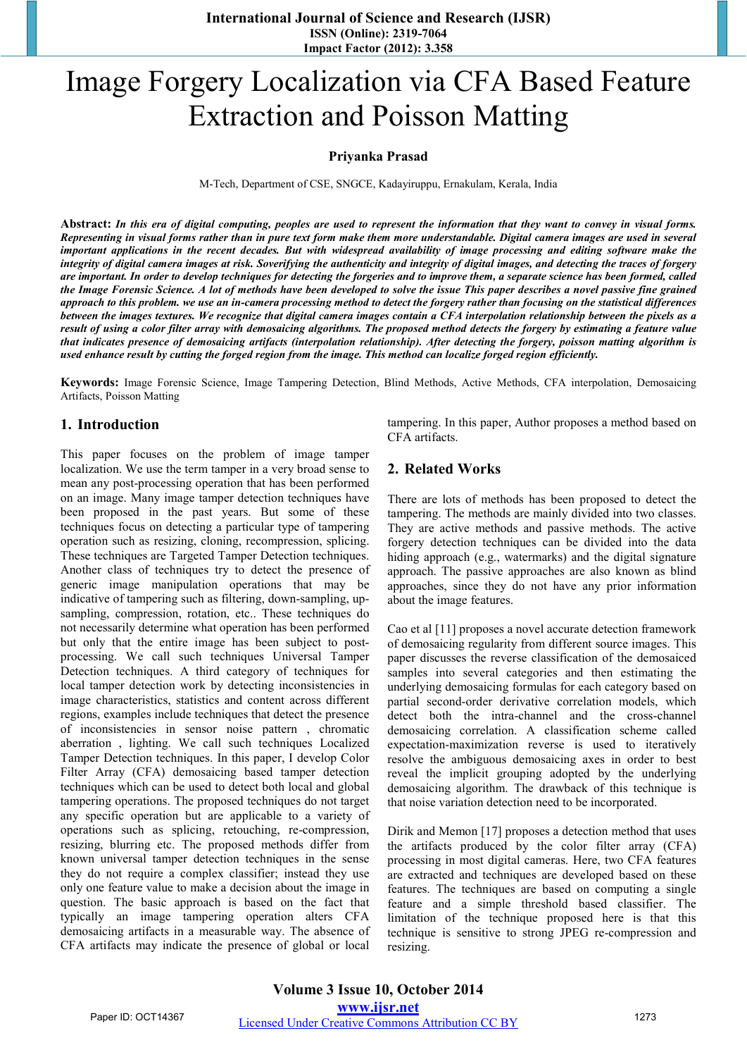# Image Forgery Localization via CFA Based Feature Extraction and Poisson Matting

**Priyanka Prasad**

M-Tech, Department of CSE, SNGCE, Kadayiruppu, Ernakulam, Kerala, India

**Abstract:** ***In this era of digital computing, peoples are used to represent the information that they want to convey in visual forms. Representing in visual forms rather than in pure text form make them more understandable. Digital camera images are used in several important applications in the recent decades. But with widespread availability of image processing and editing software make the integrity of digital camera images at risk. Soverifying the authenticity and integrity of digital images, and detecting the traces of forgery are important. In order to develop techniques for detecting the forgeries and to improve them, a separate science has been formed, called the Image Forensic Science. A lot of methods have been developed to solve the issue This paper describes a novel passive fine grained approach to this problem. we use an in-camera processing method to detect the forgery rather than focusing on the statistical differences between the images textures. We recognize that digital camera images contain a CFA interpolation relationship between the pixels as a result of using a color filter array with demosaicing algorithms. The proposed method detects the forgery by estimating a feature value that indicates presence of demosaicing artifacts (interpolation relationship). After detecting the forgery, poisson matting algorithm is used enhance result by cutting the forged region from the image. This method can localize forged region efficiently.***

**Keywords:** Image Forensic Science, Image Tampering Detection, Blind Methods, Active Methods, CFA interpolation, Demosaicing Artifacts, Poisson Matting

## 1. Introduction

This paper focuses on the problem of image tamper localization. We use the term tamper in a very broad sense to mean any post-processing operation that has been performed on an image. Many image tamper detection techniques have been proposed in the past years. But some of these techniques focus on detecting a particular type of tampering operation such as resizing, cloning, recompression, splicing. These techniques are Targeted Tamper Detection techniques. Another class of techniques try to detect the presence of generic image manipulation operations that may be indicative of tampering such as filtering, down-sampling, up-sampling, compression, rotation, etc.. These techniques do not necessarily determine what operation has been performed but only that the entire image has been subject to post-processing. We call such techniques Universal Tamper Detection techniques. A third category of techniques for local tamper detection work by detecting inconsistencies in image characteristics, statistics and content across different regions, examples include techniques that detect the presence of inconsistencies in sensor noise pattern , chromatic aberration , lighting. We call such techniques Localized Tamper Detection techniques. In this paper, I develop Color Filter Array (CFA) demosaicing based tamper detection techniques which can be used to detect both local and global tampering operations. The proposed techniques do not target any specific operation but are applicable to a variety of operations such as splicing, retouching, re-compression, resizing, blurring etc. The proposed methods differ from known universal tamper detection techniques in the sense they do not require a complex classifier; instead they use only one feature value to make a decision about the image in question. The basic approach is based on the fact that typically an image tampering operation alters CFA demosaicing artifacts in a measurable way. The absence of CFA artifacts may indicate the presence of global or local tampering. In this paper, Author proposes a method based on CFA artifacts.

## 2. Related Works

There are lots of methods has been proposed to detect the tampering. The methods are mainly divided into two classes. They are active methods and passive methods. The active forgery detection techniques can be divided into the data hiding approach (e.g., watermarks) and the digital signature approach. The passive approaches are also known as blind approaches, since they do not have any prior information about the image features.

Cao et al [11] proposes a novel accurate detection framework of demosaicing regularity from different source images. This paper discusses the reverse classification of the demosaiced samples into several categories and then estimating the underlying demosaicing formulas for each category based on partial second-order derivative correlation models, which detect both the intra-channel and the cross-channel demosaicing correlation. A classification scheme called expectation-maximization reverse is used to iteratively resolve the ambiguous demosaicing axes in order to best reveal the implicit grouping adopted by the underlying demosaicing algorithm. The drawback of this technique is that noise variation detection need to be incorporated.

Dirik and Memon [17] proposes a detection method that uses the artifacts produced by the color filter array (CFA) processing in most digital cameras. Here, two CFA features are extracted and techniques are developed based on these features. The techniques are based on computing a single feature and a simple threshold based classifier. The limitation of the technique proposed here is that this technique is sensitive to strong JPEG re-compression and resizing.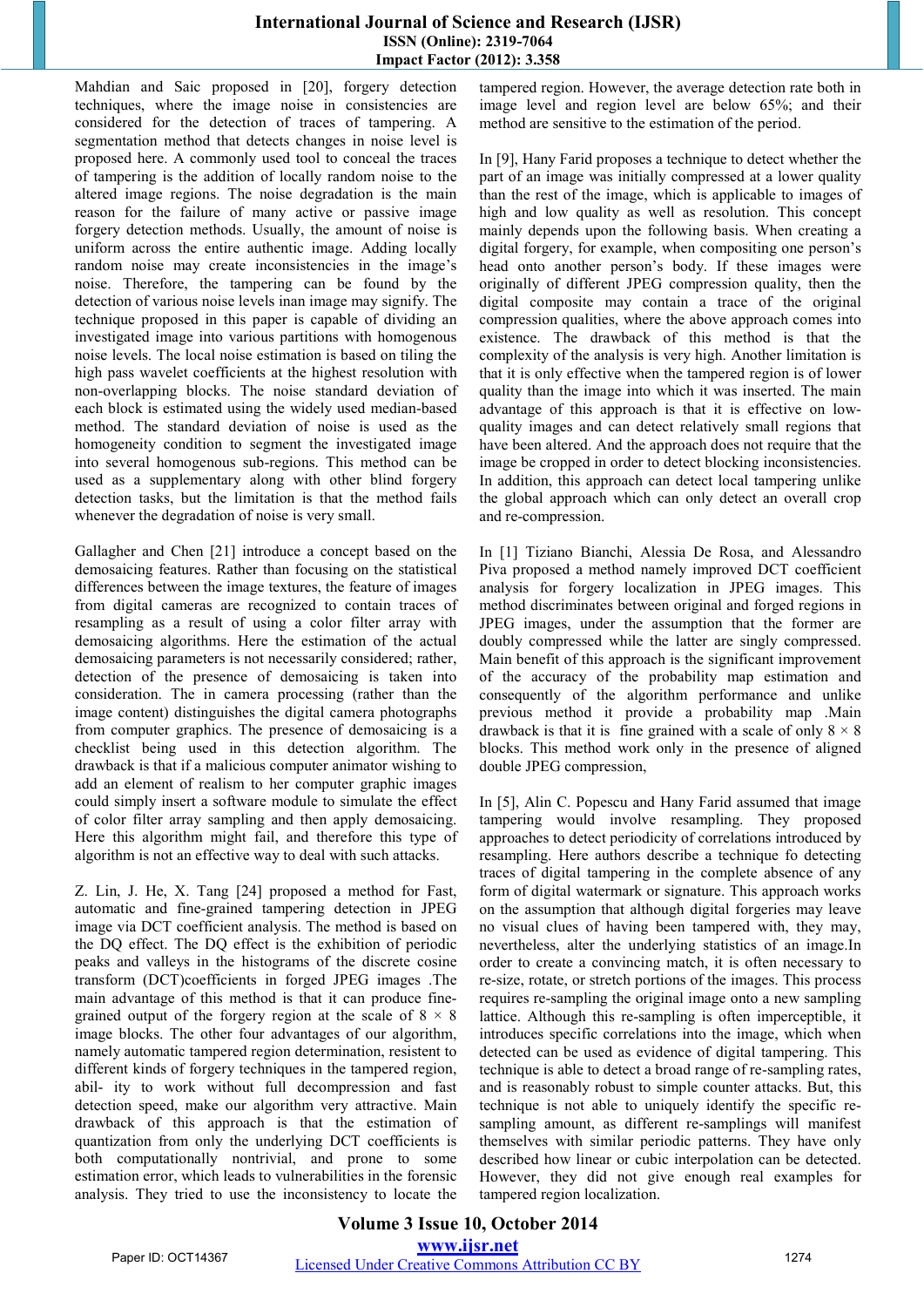Mahdian and Saic proposed in [20], forgery detection techniques, where the image noise in consistencies are considered for the detection of traces of tampering. A segmentation method that detects changes in noise level is proposed here. A commonly used tool to conceal the traces of tampering is the addition of locally random noise to the altered image regions. The noise degradation is the main reason for the failure of many active or passive image forgery detection methods. Usually, the amount of noise is uniform across the entire authentic image. Adding locally random noise may create inconsistencies in the image's noise. Therefore, the tampering can be found by the detection of various noise levels inan image may signify. The technique proposed in this paper is capable of dividing an investigated image into various partitions with homogenous noise levels. The local noise estimation is based on tiling the high pass wavelet coefficients at the highest resolution with non-overlapping blocks. The noise standard deviation of each block is estimated using the widely used median-based method. The standard deviation of noise is used as the homogeneity condition to segment the investigated image into several homogenous sub-regions. This method can be used as a supplementary along with other blind forgery detection tasks, but the limitation is that the method fails whenever the degradation of noise is very small.

Gallagher and Chen [21] introduce a concept based on the demosaicing features. Rather than focusing on the statistical differences between the image textures, the feature of images from digital cameras are recognized to contain traces of resampling as a result of using a color filter array with demosaicing algorithms. Here the estimation of the actual demosaicing parameters is not necessarily considered; rather, detection of the presence of demosaicing is taken into consideration. The in camera processing (rather than the image content) distinguishes the digital camera photographs from computer graphics. The presence of demosaicing is a checklist being used in this detection algorithm. The drawback is that if a malicious computer animator wishing to add an element of realism to her computer graphic images could simply insert a software module to simulate the effect of color filter array sampling and then apply demosaicing. Here this algorithm might fail, and therefore this type of algorithm is not an effective way to deal with such attacks.

Z. Lin, J. He, X. Tang [24] proposed a method for Fast, automatic and fine-grained tampering detection in JPEG image via DCT coefficient analysis. The method is based on the DQ effect. The DQ effect is the exhibition of periodic peaks and valleys in the histograms of the discrete cosine transform (DCT)coefficients in forged JPEG images .The main advantage of this method is that it can produce fine-grained output of the forgery region at the scale of 8 × 8 image blocks. The other four advantages of our algorithm, namely automatic tampered region determination, resistent to different kinds of forgery techniques in the tampered region, abil- ity to work without full decompression and fast detection speed, make our algorithm very attractive. Main drawback of this approach is that the estimation of quantization from only the underlying DCT coefficients is both computationally nontrivial, and prone to some estimation error, which leads to vulnerabilities in the forensic analysis. They tried to use the inconsistency to locate the tampered region. However, the average detection rate both in image level and region level are below 65%; and their method are sensitive to the estimation of the period.

In [9], Hany Farid proposes a technique to detect whether the part of an image was initially compressed at a lower quality than the rest of the image, which is applicable to images of high and low quality as well as resolution. This concept mainly depends upon the following basis. When creating a digital forgery, for example, when compositing one person's head onto another person's body. If these images were originally of different JPEG compression quality, then the digital composite may contain a trace of the original compression qualities, where the above approach comes into existence. The drawback of this method is that the complexity of the analysis is very high. Another limitation is that it is only effective when the tampered region is of lower quality than the image into which it was inserted. The main advantage of this approach is that it is effective on low-quality images and can detect relatively small regions that have been altered. And the approach does not require that the image be cropped in order to detect blocking inconsistencies. In addition, this approach can detect local tampering unlike the global approach which can only detect an overall crop and re-compression.

In [1] Tiziano Bianchi, Alessia De Rosa, and Alessandro Piva proposed a method namely improved DCT coefficient analysis for forgery localization in JPEG images. This method discriminates between original and forged regions in JPEG images, under the assumption that the former are doubly compressed while the latter are singly compressed. Main benefit of this approach is the significant improvement of the accuracy of the probability map estimation and consequently of the algorithm performance and unlike previous method it provide a probability map .Main drawback is that it is fine grained with a scale of only 8 × 8 blocks. This method work only in the presence of aligned double JPEG compression,

In [5], Alin C. Popescu and Hany Farid assumed that image tampering would involve resampling. They proposed approaches to detect periodicity of correlations introduced by resampling. Here authors describe a technique fo detecting traces of digital tampering in the complete absence of any form of digital watermark or signature. This approach works on the assumption that although digital forgeries may leave no visual clues of having been tampered with, they may, nevertheless, alter the underlying statistics of an image.In order to create a convincing match, it is often necessary to re-size, rotate, or stretch portions of the images. This process requires re-sampling the original image onto a new sampling lattice. Although this re-sampling is often imperceptible, it introduces specific correlations into the image, which when detected can be used as evidence of digital tampering. This technique is able to detect a broad range of re-sampling rates, and is reasonably robust to simple counter attacks. But, this technique is not able to uniquely identify the specific re-sampling amount, as different re-samplings will manifest themselves with similar periodic patterns. They have only described how linear or cubic interpolation can be detected. However, they did not give enough real examples for tampered region localization.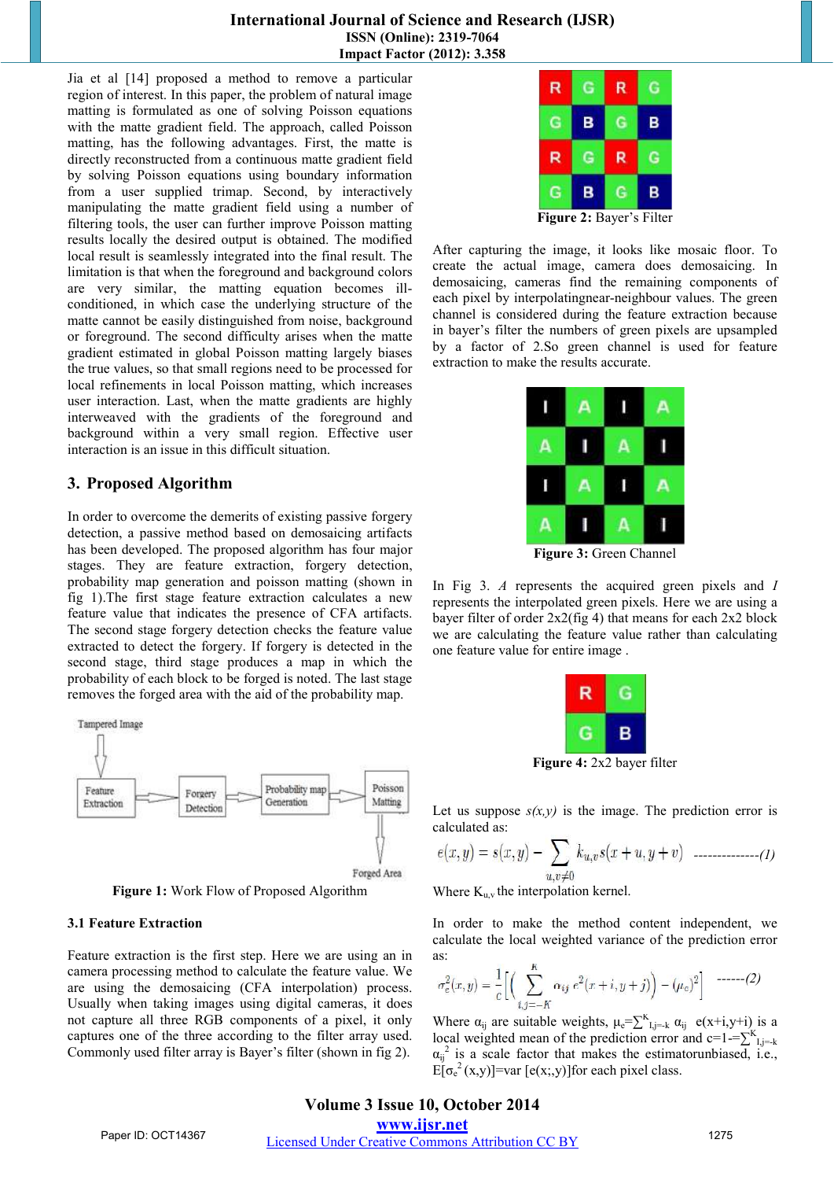Jia et al [14] proposed a method to remove a particular region of interest. In this paper, the problem of natural image matting is formulated as one of solving Poisson equations with the matte gradient field. The approach, called Poisson matting, has the following advantages. First, the matte is directly reconstructed from a continuous matte gradient field by solving Poisson equations using boundary information from a user supplied trimap. Second, by interactively manipulating the matte gradient field using a number of filtering tools, the user can further improve Poisson matting results locally the desired output is obtained. The modified local result is seamlessly integrated into the final result. The limitation is that when the foreground and background colors are very similar, the matting equation becomes ill-conditioned, in which case the underlying structure of the matte cannot be easily distinguished from noise, background or foreground. The second difficulty arises when the matte gradient estimated in global Poisson matting largely biases the true values, so that small regions need to be processed for local refinements in local Poisson matting, which increases user interaction. Last, when the matte gradients are highly interweaved with the gradients of the foreground and background within a very small region. Effective user interaction is an issue in this difficult situation.

## 3. Proposed Algorithm

In order to overcome the demerits of existing passive forgery detection, a passive method based on demosaicing artifacts has been developed. The proposed algorithm has four major stages. They are feature extraction, forgery detection, probability map generation and poisson matting (shown in fig 1).The first stage feature extraction calculates a new feature value that indicates the presence of CFA artifacts. The second stage forgery detection checks the feature value extracted to detect the forgery. If forgery is detected in the second stage, third stage produces a map in which the probability of each block to be forged is noted. The last stage removes the forged area with the aid of the probability map.

Tampered Image → Feature Extraction → Forgery Detection → Probability map Generation → Poisson Matting → Forged Area

**Figure 1:** Work Flow of Proposed Algorithm

### 3.1 Feature Extraction

Feature extraction is the first step. Here we are using an in camera processing method to calculate the feature value. We are using the demosaicing (CFA interpolation) process. Usually when taking images using digital cameras, it does not capture all three RGB components of a pixel, it only captures one of the three according to the filter array used. Commonly used filter array is Bayer's filter (shown in fig 2).

| R | G | R | G |
|---|---|---|---|
| G | B | G | B |
| R | G | R | G |
| G | B | G | B |

**Figure 2:** Bayer's Filter

After capturing the image, it looks like mosaic floor. To create the actual image, camera does demosaicing. In demosaicing, cameras find the remaining components of each pixel by interpolatingnear-neighbour values. The green channel is considered during the feature extraction because in bayer's filter the numbers of green pixels are upsampled by a factor of 2.So green channel is used for feature extraction to make the results accurate.

| I | A | I | A |
|---|---|---|---|
| A | I | A | I |
| I | A | I | A |
| A | I | A | I |

**Figure 3:** Green Channel

In Fig 3. *A* represents the acquired green pixels and *I* represents the interpolated green pixels. Here we are using a bayer filter of order 2x2(fig 4) that means for each 2x2 block we are calculating the feature value rather than calculating one feature value for entire image .

| R | G |
|---|---|
| G | B |

**Figure 4:** 2x2 bayer filter

Let us suppose *s(x,y)* is the image. The prediction error is calculated as:

$$e(x,y) = s(x,y) - \sum_{u,v\neq 0} k_{u,v} s(x+u, y+v) \quad \text{--------------(1)}$$

Where $K_{u,v}$ the interpolation kernel.

In order to make the method content independent, we calculate the local weighted variance of the prediction error as:

$$\sigma_e^2(x,y) = \frac{1}{c}\left[\left(\sum_{i,j=-K}^{K} \alpha_{ij}\, e^2(x+i, y+j)\right) - (\mu_e)^2\right] \quad \text{------(2)}$$

Where $\alpha_{ij}$ are suitable weights, $\mu_e=\sum^{K}_{I,j=-k} \alpha_{ij}$ e(x+i,y+i) is a local weighted mean of the prediction error and c=1-$=\sum^{K}_{I,j=-k}$ $\alpha_{ij}^2$ is a scale factor that makes the estimatorunbiased, i.e., E[$\sigma_e^2$ (x,y)]=var [e(x;,y)]for each pixel class.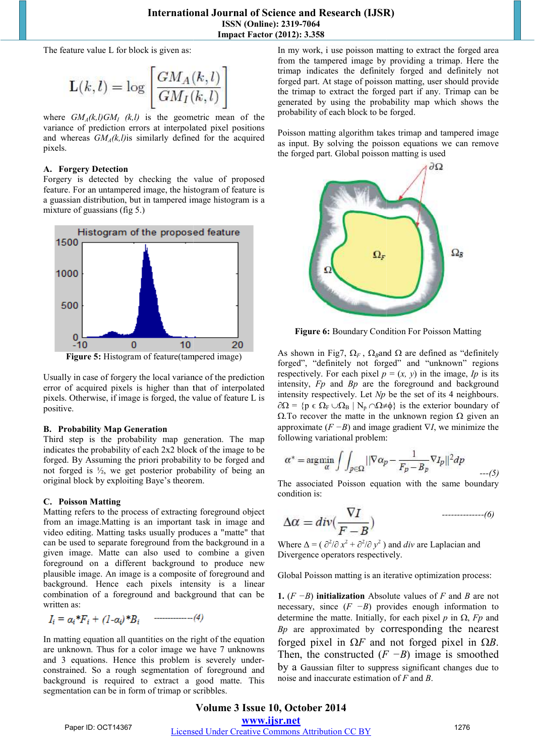The feature value L for block is given as:

$$L(k,l) = \log\left[\frac{GM_A(k,l)}{GM_I(k,l)}\right]$$

where $GM_A(k,l)GM_I(k,l)$ is the geometric mean of the variance of prediction errors at interpolated pixel positions and whereas $GM_A(k,l)$is similarly defined for the acquired pixels.

### A. Forgery Detection

Forgery is detected by checking the value of proposed feature. For an untampered image, the histogram of feature is a guassian distribution, but in tampered image histogram is a mixture of guassians (fig 5.)

Figure 5: Histogram of feature(tampered image)

Usually in case of forgery the local variance of the prediction error of acquired pixels is higher than that of interpolated pixels. Otherwise, if image is forged, the value of feature L is positive.

### B. Probability Map Generation

Third step is the probability map generation. The map indicates the probability of each 2x2 block of the image to be forged. By Assuming the priori probability to be forged and not forged is ½, we get posterior probability of being an original block by exploiting Baye's theorem.

### C. Poisson Matting

Matting refers to the process of extracting foreground object from an image.Matting is an important task in image and video editing. Matting tasks usually produces a "matte" that can be used to separate foreground from the background in a given image. Matte can also used to combine a given foreground on a different background to produce new plausible image. An image is a composite of foreground and background. Hence each pixels intensity is a linear combination of a foreground and background that can be written as:

$$I_i = \alpha_i * F_i + (1-\alpha_i) * B_i \quad \text{-------------(4)}$$

In matting equation all quantities on the right of the equation are unknown. Thus for a color image we have 7 unknowns and 3 equations. Hence this problem is severely under-constrained. So a rough segmentation of foreground and background is required to extract a good matte. This segmentation can be in form of trimap or scribbles.

In my work, i use poisson matting to extract the forged area from the tampered image by providing a trimap. Here the trimap indicates the definitely forged and definitely not forged part. At stage of poisson matting, user should provide the trimap to extract the forged part if any. Trimap can be generated by using the probability map which shows the probability of each block to be forged.

Poisson matting algorithm takes trimap and tampered image as input. By solving the poisson equations we can remove the forged part. Global poisson matting is used

Figure 6: Boundary Condition For Poisson Matting

As shown in Fig7, $\Omega_F$ , $\Omega_B$and $\Omega$ are defined as "definitely forged", "definitely not forged" and "unknown" regions respectively. For each pixel $p = (x, y)$ in the image, $I_p$ is its intensity, $F_p$ and $B_p$ are the foreground and background intensity respectively. Let $N_p$ be the set of its 4 neighbours. $\partial\Omega = \{p \in \Omega_F \cup \Omega_B \mid N_p \cap \Omega \neq \phi\}$ is the exterior boundary of $\Omega$.To recover the matte in the unknown region $\Omega$ given an approximate $(F - B)$ and image gradient $\nabla I$, we minimize the following variational problem:

$$\alpha^* = \arg\min_{\alpha} \int\int_{p\in\Omega} \left\|\nabla\alpha_p - \frac{1}{F_p - B_p}\nabla I_p\right\|^2 dp \quad \text{---(5)}$$

The associated Poisson equation with the same boundary condition is:

$$\Delta\alpha = div\left(\frac{\nabla I}{F - B}\right) \quad \text{--------------(6)}$$

Where $\Delta = (\partial^2/\partial x^2 + \partial^2/\partial y^2)$ and $div$ are Laplacian and Divergence operators respectively.

Global Poisson matting is an iterative optimization process:

1. $(F - B)$ **initialization** Absolute values of $F$ and $B$ are not necessary, since $(F - B)$ provides enough information to determine the matte. Initially, for each pixel $p$ in $\Omega$, $F_p$ and $B_p$ are approximated by corresponding the nearest forged pixel in $\Omega F$ and not forged pixel in $\Omega B$. Then, the constructed $(F - B)$ image is smoothed by a Gaussian filter to suppress significant changes due to noise and inaccurate estimation of $F$ and $B$.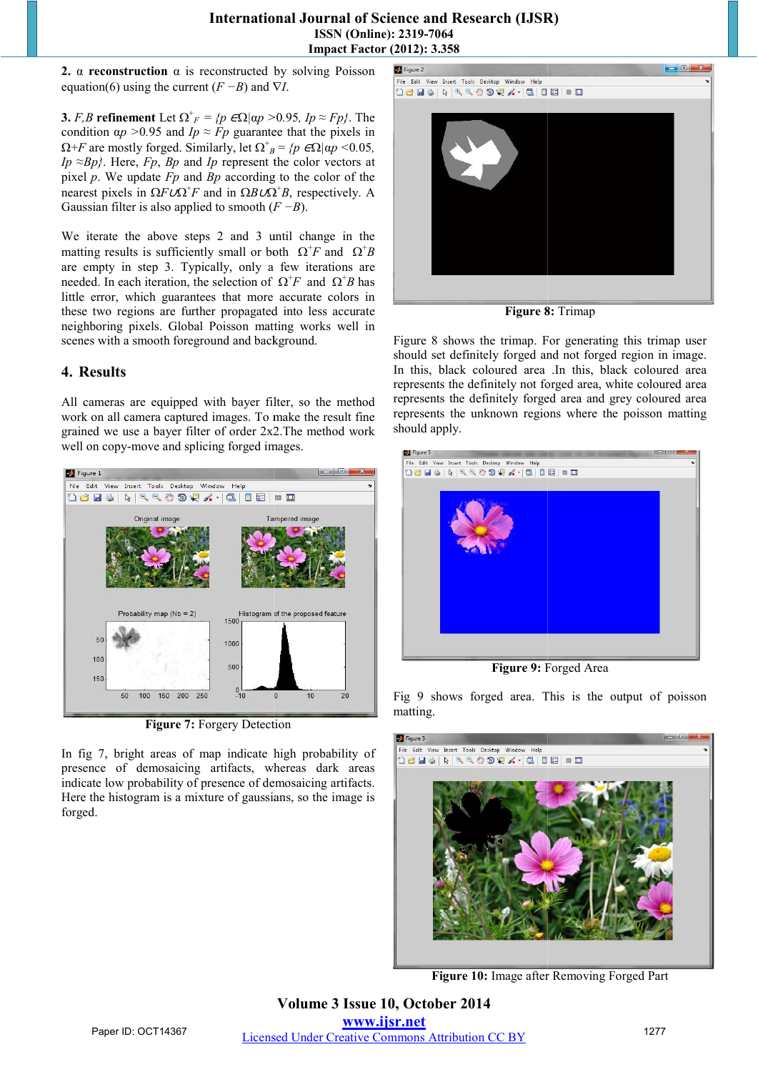**2.** $\alpha$ **reconstruction** $\alpha$ is reconstructed by solving Poisson equation(6) using the current $(F - B)$ and $\nabla I$.

**3.** $F,B$ **refinement** Let $\Omega^+_F = \{p \in \Omega | \alpha p > 0.95, Ip \approx Fp\}$. The condition $\alpha p > 0.95$ and $Ip \approx Fp$ guarantee that the pixels in $\Omega+F$ are mostly forged. Similarly, let $\Omega^+_B = \{p \in \Omega | \alpha p < 0.05, Ip \approx Bp\}$. Here, $Fp$, $Bp$ and $Ip$ represent the color vectors at pixel $p$. We update $Fp$ and $Bp$ according to the color of the nearest pixels in $\Omega F \cup \Omega^+F$ and in $\Omega B \cup \Omega^+B$, respectively. A Gaussian filter is also applied to smooth $(F - B)$.

We iterate the above steps 2 and 3 until change in the matting results is sufficiently small or both $\Omega^+F$ and $\Omega^+B$ are empty in step 3. Typically, only a few iterations are needed. In each iteration, the selection of $\Omega^+F$ and $\Omega^+B$ has little error, which guarantees that more accurate colors in these two regions are further propagated into less accurate neighboring pixels. Global Poisson matting works well in scenes with a smooth foreground and background.

## 4. Results

All cameras are equipped with bayer filter, so the method work on all camera captured images. To make the result fine grained we use a bayer filter of order 2x2.The method work well on copy-move and splicing forged images.

**Figure 7:** Forgery Detection

In fig 7, bright areas of map indicate high probability of presence of demosaicing artifacts, whereas dark areas indicate low probability of presence of demosaicing artifacts. Here the histogram is a mixture of gaussians, so the image is forged.

**Figure 8:** Trimap

Figure 8 shows the trimap. For generating this trimap user should set definitely forged and not forged region in image. In this, black coloured area .In this, black coloured area represents the definitely not forged area, white coloured area represents the definitely forged area and grey coloured area represents the unknown regions where the poisson matting should apply.

**Figure 9:** Forged Area

Fig 9 shows forged area. This is the output of poisson matting.

**Figure 10:** Image after Removing Forged Part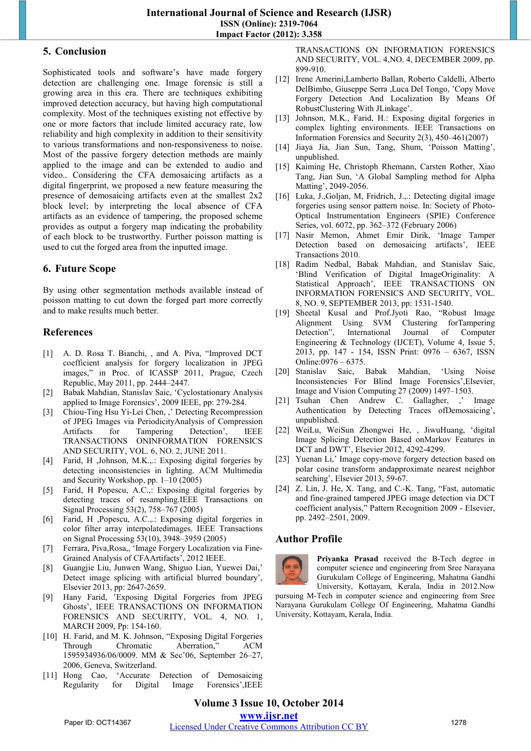## 5. Conclusion

Sophisticated tools and software's have made forgery detection are challenging one. Image forensic is still a growing area in this era. There are techniques exhibiting improved detection accuracy, but having high computational complexity. Most of the techniques existing not effective by one or more factors that include limited accuracy rate, low reliability and high complexity in addition to their sensitivity to various transformations and non-responsiveness to noise. Most of the passive forgery detection methods are mainly applied to the image and can be extended to audio and video.. Considering the CFA demosaicing artifacts as a digital fingerprint, we proposed a new feature measuring the presence of demosaicing artifacts even at the smallest 2x2 block level; by interpreting the local absence of CFA artifacts as an evidence of tampering, the proposed scheme provides as output a forgery map indicating the probability of each block to be trustworthy. Further poisson matting is used to cut the forged area from the inputted image.

## 6. Future Scope

By using other segmentation methods available instead of poisson matting to cut down the forged part more correctly and to make results much better.

## References

[1] A. D. Rosa T. Bianchi, , and A. Piva, "Improved DCT coefficient analysis for forgery localization in JPEG images," in Proc. of ICASSP 2011, Prague, Czech Republic, May 2011, pp. 2444–2447.

[2] Babak Mahdian, Stanislav Saic, 'Cyclostationary Analysis applied to Image Forensics', 2009 IEEE, pp: 279-284.

[3] Chiou-Ting Hsu Yi-Lei Chen, ,' Detecting Recompression of JPEG Images via PeriodicityAnalysis of Compression Artifacts for Tampering Detection', IEEE TRANSACTIONS ONINFORMATION FORENSICS AND SECURITY, VOL. 6, NO. 2, JUNE 2011.

[4] Farid, H ,Johnson, M.K.,.: Exposing digital forgeries by detecting inconsistencies in lighting. ACM Multimedia and Security Workshop, pp. 1–10 (2005)

[5] Farid, H Popescu, A.C.,.: Exposing digital forgeries by detecting traces of resampling.IEEE Transactions on Signal Processing 53(2), 758–767 (2005)

[6] Farid, H ,Popescu, A.C.,.: Exposing digital forgeries in color filter array interpolatedimages. IEEE Transactions on Signal Processing 53(10), 3948–3959 (2005)

[7] Ferrara, Piva,Rosa,, 'Image Forgery Localization via Fine-Grained Analysis of CFAArtifacts', 2012 IEEE.

[8] Guangjie Liu, Junwen Wang, Shiguo Lian, Yuewei Dai,' Detect image splicing with artificial blurred boundary', Elsevier 2013, pp: 2647-2659.

[9] Hany Farid, 'Exposing Digital Forgeries from JPEG Ghosts', IEEE TRANSACTIONS ON INFORMATION FORENSICS AND SECURITY, VOL. 4, NO. 1, MARCH 2009, Pp: 154-160.

[10] H. Farid, and M. K. Johnson, "Exposing Digital Forgeries Through Chromatic Aberration," ACM 1595934936/06/0009. MM & Sec'06, September 26–27, 2006, Geneva, Switzerland.

[11] Hong Cao, 'Accurate Detection of Demosaicing Regularity for Digital Image Forensics',IEEE TRANSACTIONS ON INFORMATION FORENSICS AND SECURITY, VOL. 4,NO. 4, DECEMBER 2009, pp. 899-910.

[12] Irene Amerini,Lamberto Ballan, Roberto Caldelli, Alberto DelBimbo, Giuseppe Serra ,Luca Del Tongo, 'Copy Move Forgery Detection And Localization By Means Of RobustClustering With JLinkage'.

[13] Johnson, M.K., Farid, H.: Exposing digital forgeries in complex lighting environments. IEEE Transactions on Information Forensics and Security 2(3), 450–461(2007)

[14] Jiaya Jia, Jian Sun, Tang, Shum, 'Poisson Matting', unpublished.

[15] Kaiming He, Christoph Rhemann, Carsten Rother, Xiao Tang, Jian Sun, 'A Global Sampling method for Alpha Matting', 2049-2056.

[16] Luka, J.,Goljan, M, Fridrich, J.,.: Detecting digital image forgeries using sensor pattern noise. In: Society of Photo-Optical Instrumentation Engineers (SPIE) Conference Series, vol. 6072, pp. 362–372 (February 2006)

[17] Nasir Memon, Ahmet Emir Dirik, 'Image Tamper Detection based on demosaicing artifacts', IEEE Transactions 2010.

[18] Radim Nedbal, Babak Mahdian, and Stanislav Saic, 'Blind Verification of Digital ImageOriginality: A Statistical Approach', IEEE TRANSACTIONS ON INFORMATION FORENSICS AND SECURITY, VOL. 8, NO. 9, SEPTEMBER 2013, pp: 1531-1540.

[19] Sheetal Kusal and Prof.Jyoti Rao, "Robust Image Alignment Using SVM Clustering forTampering Detection", International Journal of Computer Engineering & Technology (IJCET), Volume 4, Issue 5, 2013, pp. 147 - 154, ISSN Print: 0976 – 6367, ISSN Online:0976 – 6375.

[20] Stanislav Saic, Babak Mahdian, 'Using Noise Inconsistencies For Blind Image Forensics',Elsevier, Image and Vision Computing 27 (2009) 1497–1503.

[21] Tsuhan Chen Andrew C. Gallagher, ,' Image Authentication by Detecting Traces ofDemosaicing', unpublished.

[22] WeiLu, WeiSun Zhongwei He, , JiwuHuang, 'digital Image Splicing Detection Based onMarkov Features in DCT and DWT', Elsevier 2012, 4292-4299.

[23] Yuenan Li,' Image copy-move forgery detection based on polar cosine transform andapproximate nearest neighbor searching', Elsevier 2013, 59-67.

[24] Z. Lin, J. He, X. Tang, and C.-K. Tang, "Fast, automatic and fine-grained tampered JPEG image detection via DCT coefficient analysis," Pattern Recognition 2009 - Elsevier, pp. 2492–2501, 2009.

## Author Profile

**Priyanka Prasad** received the B-Tech degree in computer science and engineering from Sree Narayana Gurukulam College of Engineering, Mahatma Gandhi University, Kottayam, Kerala, India in 2012.Now pursuing M-Tech in computer science and engineering from Sree Narayana Gurukulam College Of Engineering, Mahatma Gandhi University, Kottayam, Kerala, India.